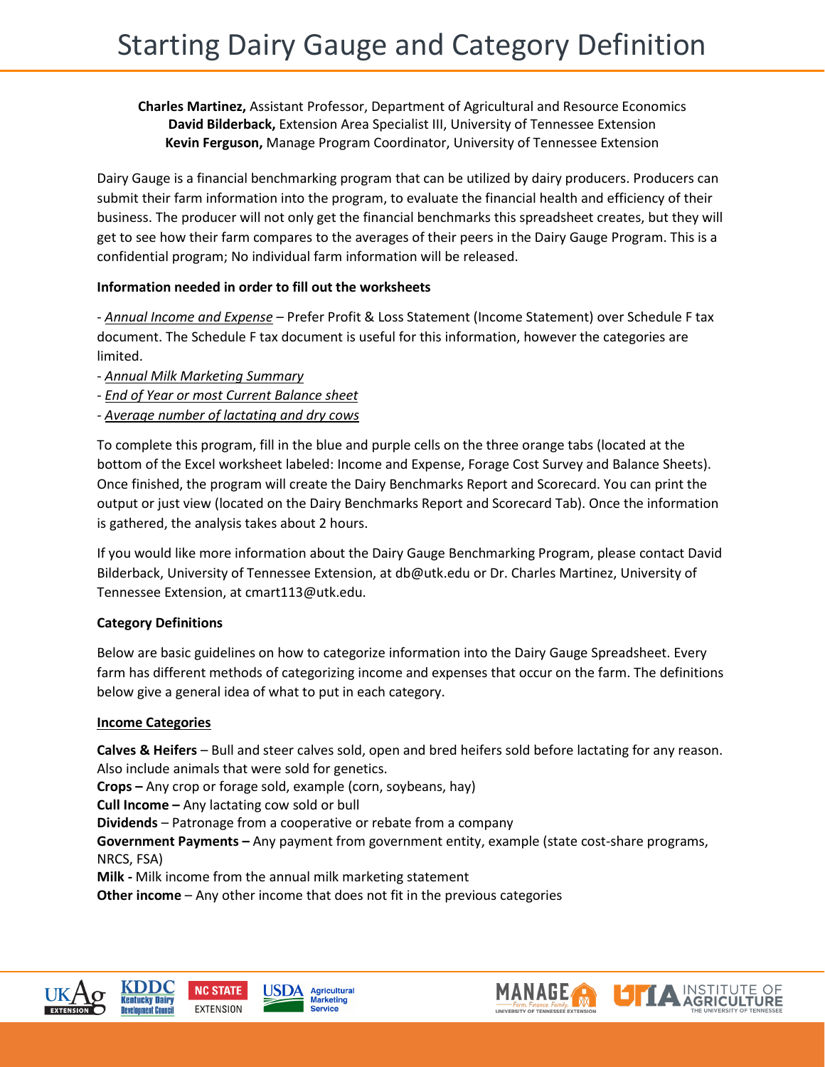# Starting Dairy Gauge and Category Definition

**Charles Martinez,** Assistant Professor, Department of Agricultural and Resource Economics
**David Bilderback,** Extension Area Specialist III, University of Tennessee Extension
**Kevin Ferguson,** Manage Program Coordinator, University of Tennessee Extension

Dairy Gauge is a financial benchmarking program that can be utilized by dairy producers. Producers can submit their farm information into the program, to evaluate the financial health and efficiency of their business. The producer will not only get the financial benchmarks this spreadsheet creates, but they will get to see how their farm compares to the averages of their peers in the Dairy Gauge Program. This is a confidential program; No individual farm information will be released.

**Information needed in order to fill out the worksheets**

- *Annual Income and Expense* – Prefer Profit & Loss Statement (Income Statement) over Schedule F tax document. The Schedule F tax document is useful for this information, however the categories are limited.
- *Annual Milk Marketing Summary*
- *End of Year or most Current Balance sheet*
- *Average number of lactating and dry cows*

To complete this program, fill in the blue and purple cells on the three orange tabs (located at the bottom of the Excel worksheet labeled: Income and Expense, Forage Cost Survey and Balance Sheets). Once finished, the program will create the Dairy Benchmarks Report and Scorecard. You can print the output or just view (located on the Dairy Benchmarks Report and Scorecard Tab). Once the information is gathered, the analysis takes about 2 hours.

If you would like more information about the Dairy Gauge Benchmarking Program, please contact David Bilderback, University of Tennessee Extension, at db@utk.edu or Dr. Charles Martinez, University of Tennessee Extension, at cmart113@utk.edu.

**Category Definitions**

Below are basic guidelines on how to categorize information into the Dairy Gauge Spreadsheet. Every farm has different methods of categorizing income and expenses that occur on the farm. The definitions below give a general idea of what to put in each category.

**Income Categories**

**Calves & Heifers** – Bull and steer calves sold, open and bred heifers sold before lactating for any reason. Also include animals that were sold for genetics.
**Crops –** Any crop or forage sold, example (corn, soybeans, hay)
**Cull Income –** Any lactating cow sold or bull
**Dividends** – Patronage from a cooperative or rebate from a company
**Government Payments –** Any payment from government entity, example (state cost-share programs, NRCS, FSA)
**Milk -** Milk income from the annual milk marketing statement
**Other income** – Any other income that does not fit in the previous categories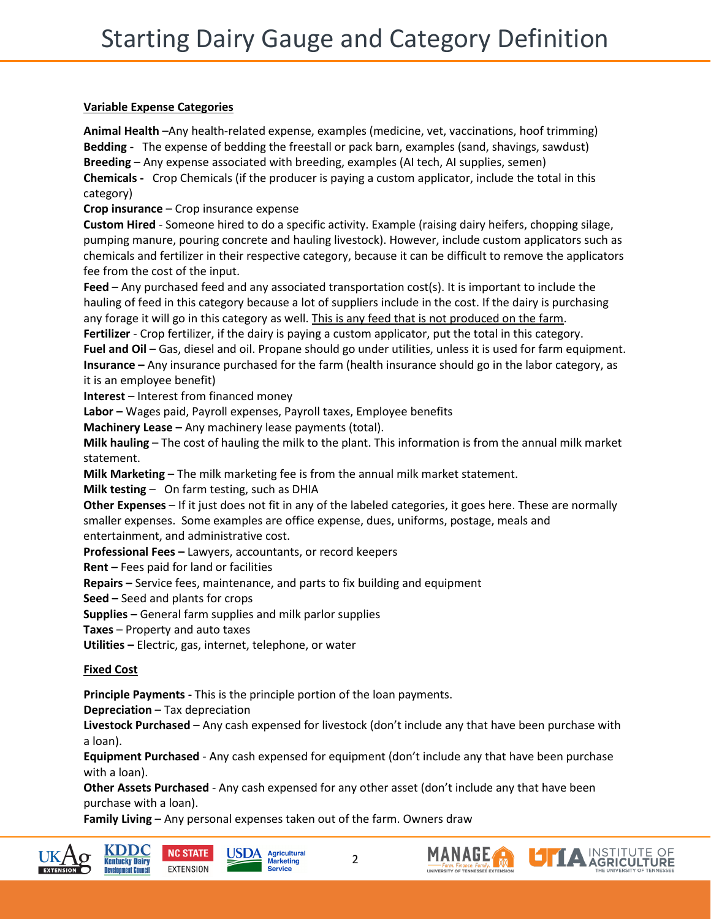# Starting Dairy Gauge and Category Definition

**Variable Expense Categories**

**Animal Health** –Any health-related expense, examples (medicine, vet, vaccinations, hoof trimming)
**Bedding -** The expense of bedding the freestall or pack barn, examples (sand, shavings, sawdust)
**Breeding** – Any expense associated with breeding, examples (AI tech, AI supplies, semen)
**Chemicals -** Crop Chemicals (if the producer is paying a custom applicator, include the total in this category)
**Crop insurance** – Crop insurance expense
**Custom Hired** - Someone hired to do a specific activity. Example (raising dairy heifers, chopping silage, pumping manure, pouring concrete and hauling livestock). However, include custom applicators such as chemicals and fertilizer in their respective category, because it can be difficult to remove the applicators fee from the cost of the input.
**Feed** – Any purchased feed and any associated transportation cost(s). It is important to include the hauling of feed in this category because a lot of suppliers include in the cost. If the dairy is purchasing any forage it will go in this category as well. This is any feed that is not produced on the farm.
**Fertilizer** - Crop fertilizer, if the dairy is paying a custom applicator, put the total in this category.
**Fuel and Oil** – Gas, diesel and oil. Propane should go under utilities, unless it is used for farm equipment.
**Insurance –** Any insurance purchased for the farm (health insurance should go in the labor category, as it is an employee benefit)
**Interest** – Interest from financed money
**Labor –** Wages paid, Payroll expenses, Payroll taxes, Employee benefits
**Machinery Lease –** Any machinery lease payments (total).
**Milk hauling** – The cost of hauling the milk to the plant. This information is from the annual milk market statement.
**Milk Marketing** – The milk marketing fee is from the annual milk market statement.
**Milk testing** – On farm testing, such as DHIA
**Other Expenses** – If it just does not fit in any of the labeled categories, it goes here. These are normally smaller expenses. Some examples are office expense, dues, uniforms, postage, meals and entertainment, and administrative cost.
**Professional Fees –** Lawyers, accountants, or record keepers
**Rent –** Fees paid for land or facilities
**Repairs –** Service fees, maintenance, and parts to fix building and equipment
**Seed –** Seed and plants for crops
**Supplies –** General farm supplies and milk parlor supplies
**Taxes** – Property and auto taxes
**Utilities –** Electric, gas, internet, telephone, or water

**Fixed Cost**

**Principle Payments -** This is the principle portion of the loan payments.
**Depreciation** – Tax depreciation
**Livestock Purchased** – Any cash expensed for livestock (don't include any that have been purchase with a loan).
**Equipment Purchased** - Any cash expensed for equipment (don't include any that have been purchase with a loan).
**Other Assets Purchased** - Any cash expensed for any other asset (don't include any that have been purchase with a loan).
**Family Living** – Any personal expenses taken out of the farm. Owners draw